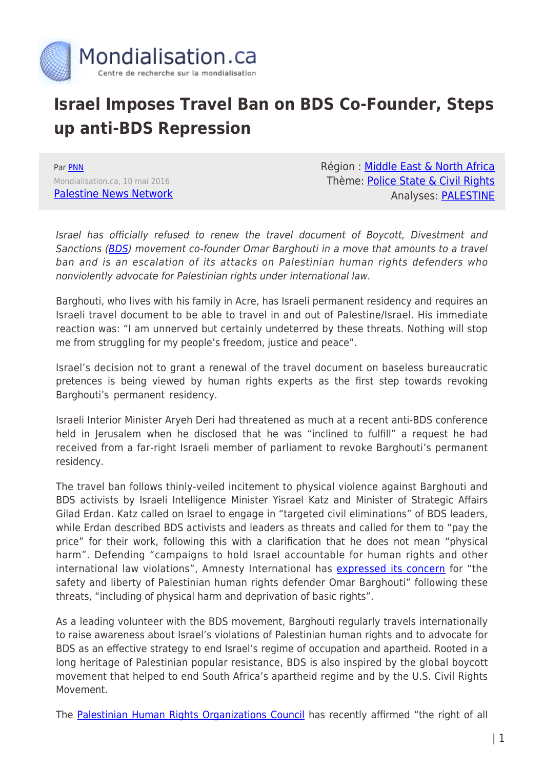# Israel Imposes Travel Ban on BDS Co-Founder, Steps up anti-BDS Repression

Par PNN
Mondialisation.ca, 10 mai 2016
Palestine News Network

Région : Middle East & North Africa
Thème: Police State & Civil Rights
Analyses: PALESTINE

*Israel has officially refused to renew the travel document of Boycott, Divestment and Sanctions (BDS) movement co-founder Omar Barghouti in a move that amounts to a travel ban and is an escalation of its attacks on Palestinian human rights defenders who nonviolently advocate for Palestinian rights under international law.*

Barghouti, who lives with his family in Acre, has Israeli permanent residency and requires an Israeli travel document to be able to travel in and out of Palestine/Israel. His immediate reaction was: "I am unnerved but certainly undeterred by these threats. Nothing will stop me from struggling for my people's freedom, justice and peace".

Israel's decision not to grant a renewal of the travel document on baseless bureaucratic pretences is being viewed by human rights experts as the first step towards revoking Barghouti's permanent residency.

Israeli Interior Minister Aryeh Deri had threatened as much at a recent anti-BDS conference held in Jerusalem when he disclosed that he was "inclined to fulfill" a request he had received from a far-right Israeli member of parliament to revoke Barghouti's permanent residency.

The travel ban follows thinly-veiled incitement to physical violence against Barghouti and BDS activists by Israeli Intelligence Minister Yisrael Katz and Minister of Strategic Affairs Gilad Erdan. Katz called on Israel to engage in "targeted civil eliminations" of BDS leaders, while Erdan described BDS activists and leaders as threats and called for them to "pay the price" for their work, following this with a clarification that he does not mean "physical harm". Defending "campaigns to hold Israel accountable for human rights and other international law violations", Amnesty International has expressed its concern for "the safety and liberty of Palestinian human rights defender Omar Barghouti" following these threats, "including of physical harm and deprivation of basic rights".

As a leading volunteer with the BDS movement, Barghouti regularly travels internationally to raise awareness about Israel's violations of Palestinian human rights and to advocate for BDS as an effective strategy to end Israel's regime of occupation and apartheid. Rooted in a long heritage of Palestinian popular resistance, BDS is also inspired by the global boycott movement that helped to end South Africa's apartheid regime and by the U.S. Civil Rights Movement.

The Palestinian Human Rights Organizations Council has recently affirmed "the right of all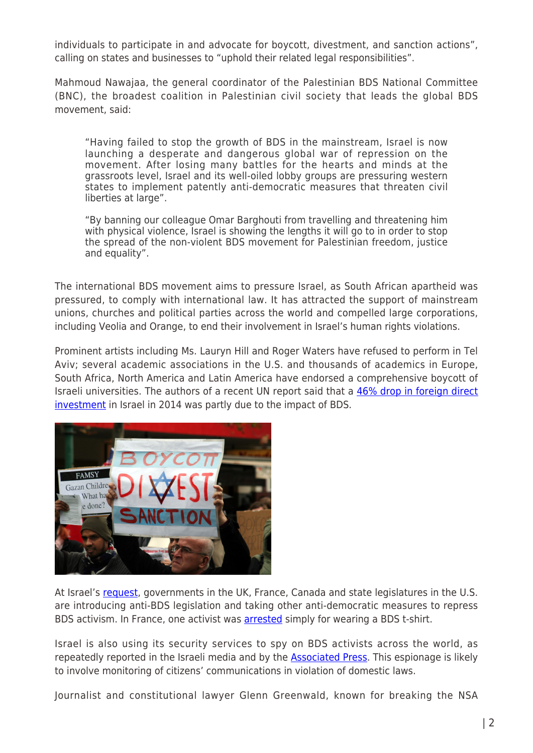individuals to participate in and advocate for boycott, divestment, and sanction actions", calling on states and businesses to "uphold their related legal responsibilities".

Mahmoud Nawajaa, the general coordinator of the Palestinian BDS National Committee (BNC), the broadest coalition in Palestinian civil society that leads the global BDS movement, said:

> "Having failed to stop the growth of BDS in the mainstream, Israel is now launching a desperate and dangerous global war of repression on the movement. After losing many battles for the hearts and minds at the grassroots level, Israel and its well-oiled lobby groups are pressuring western states to implement patently anti-democratic measures that threaten civil liberties at large".
>
> "By banning our colleague Omar Barghouti from travelling and threatening him with physical violence, Israel is showing the lengths it will go to in order to stop the spread of the non-violent BDS movement for Palestinian freedom, justice and equality".

The international BDS movement aims to pressure Israel, as South African apartheid was pressured, to comply with international law. It has attracted the support of mainstream unions, churches and political parties across the world and compelled large corporations, including Veolia and Orange, to end their involvement in Israel's human rights violations.

Prominent artists including Ms. Lauryn Hill and Roger Waters have refused to perform in Tel Aviv; several academic associations in the U.S. and thousands of academics in Europe, South Africa, North America and Latin America have endorsed a comprehensive boycott of Israeli universities. The authors of a recent UN report said that a 46% drop in foreign direct investment in Israel in 2014 was partly due to the impact of BDS.

At Israel's request, governments in the UK, France, Canada and state legislatures in the U.S. are introducing anti-BDS legislation and taking other anti-democratic measures to repress BDS activism. In France, one activist was arrested simply for wearing a BDS t-shirt.

Israel is also using its security services to spy on BDS activists across the world, as repeatedly reported in the Israeli media and by the Associated Press. This espionage is likely to involve monitoring of citizens' communications in violation of domestic laws.

Journalist and constitutional lawyer Glenn Greenwald, known for breaking the NSA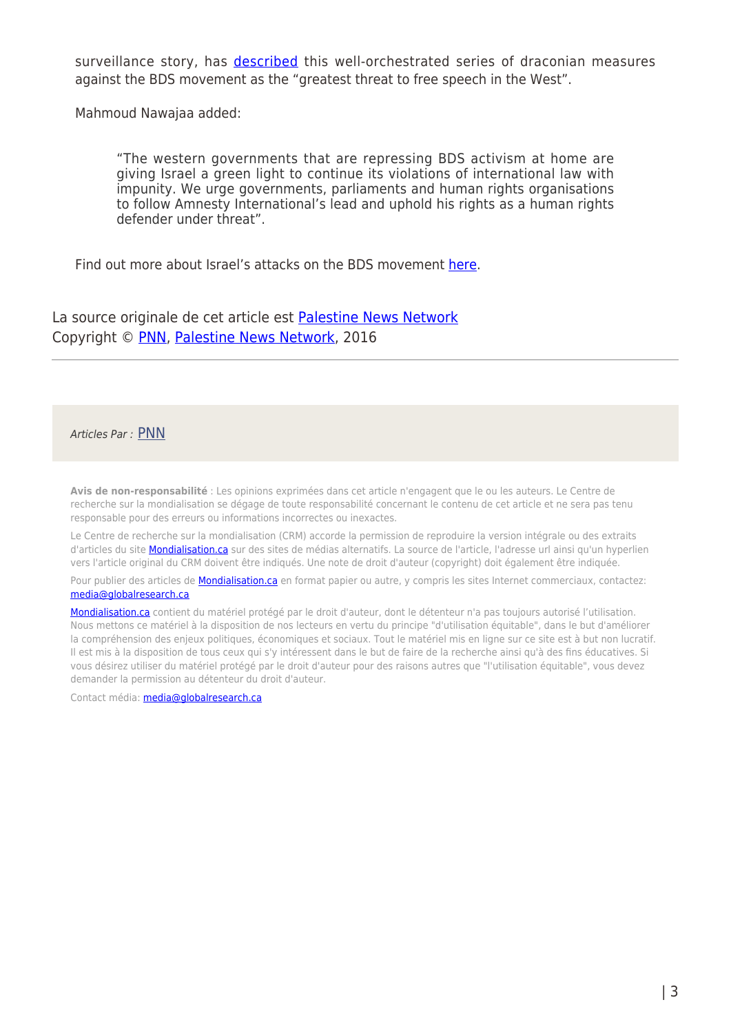surveillance story, has described this well-orchestrated series of draconian measures against the BDS movement as the "greatest threat to free speech in the West".

Mahmoud Nawajaa added:

> "The western governments that are repressing BDS activism at home are giving Israel a green light to continue its violations of international law with impunity. We urge governments, parliaments and human rights organisations to follow Amnesty International's lead and uphold his rights as a human rights defender under threat".

Find out more about Israel's attacks on the BDS movement here.

La source originale de cet article est Palestine News Network
Copyright © PNN, Palestine News Network, 2016

---

*Articles Par :* PNN

**Avis de non-responsabilité** : Les opinions exprimées dans cet article n'engagent que le ou les auteurs. Le Centre de recherche sur la mondialisation se dégage de toute responsabilité concernant le contenu de cet article et ne sera pas tenu responsable pour des erreurs ou informations incorrectes ou inexactes.

Le Centre de recherche sur la mondialisation (CRM) accorde la permission de reproduire la version intégrale ou des extraits d'articles du site Mondialisation.ca sur des sites de médias alternatifs. La source de l'article, l'adresse url ainsi qu'un hyperlien vers l'article original du CRM doivent être indiqués. Une note de droit d'auteur (copyright) doit également être indiquée.

Pour publier des articles de Mondialisation.ca en format papier ou autre, y compris les sites Internet commerciaux, contactez: media@globalresearch.ca

Mondialisation.ca contient du matériel protégé par le droit d'auteur, dont le détenteur n'a pas toujours autorisé l'utilisation. Nous mettons ce matériel à la disposition de nos lecteurs en vertu du principe "d'utilisation équitable", dans le but d'améliorer la compréhension des enjeux politiques, économiques et sociaux. Tout le matériel mis en ligne sur ce site est à but non lucratif. Il est mis à la disposition de tous ceux qui s'y intéressent dans le but de faire de la recherche ainsi qu'à des fins éducatives. Si vous désirez utiliser du matériel protégé par le droit d'auteur pour des raisons autres que "l'utilisation équitable", vous devez demander la permission au détenteur du droit d'auteur.

Contact média: media@globalresearch.ca